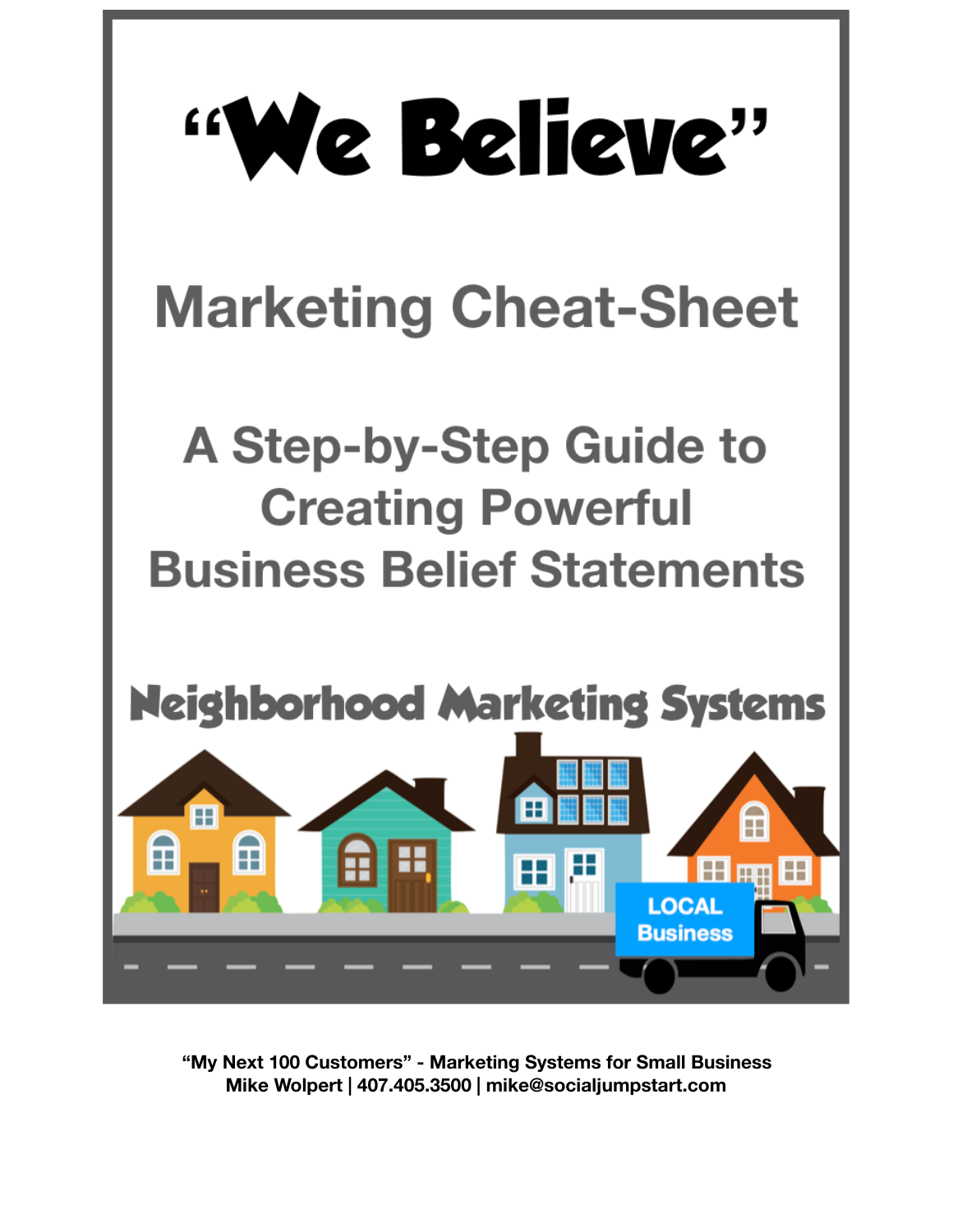# "We Believe"

## Marketing Cheat-Sheet

## A Step-by-Step Guide to Creating Powerful Business Belief Statements

**Neighborhood Marketing Systems**

LOCAL Business

**"My Next 100 Customers" - Marketing Systems for Small Business**
**Mike Wolpert | 407.405.3500 | mike@socialjumpstart.com**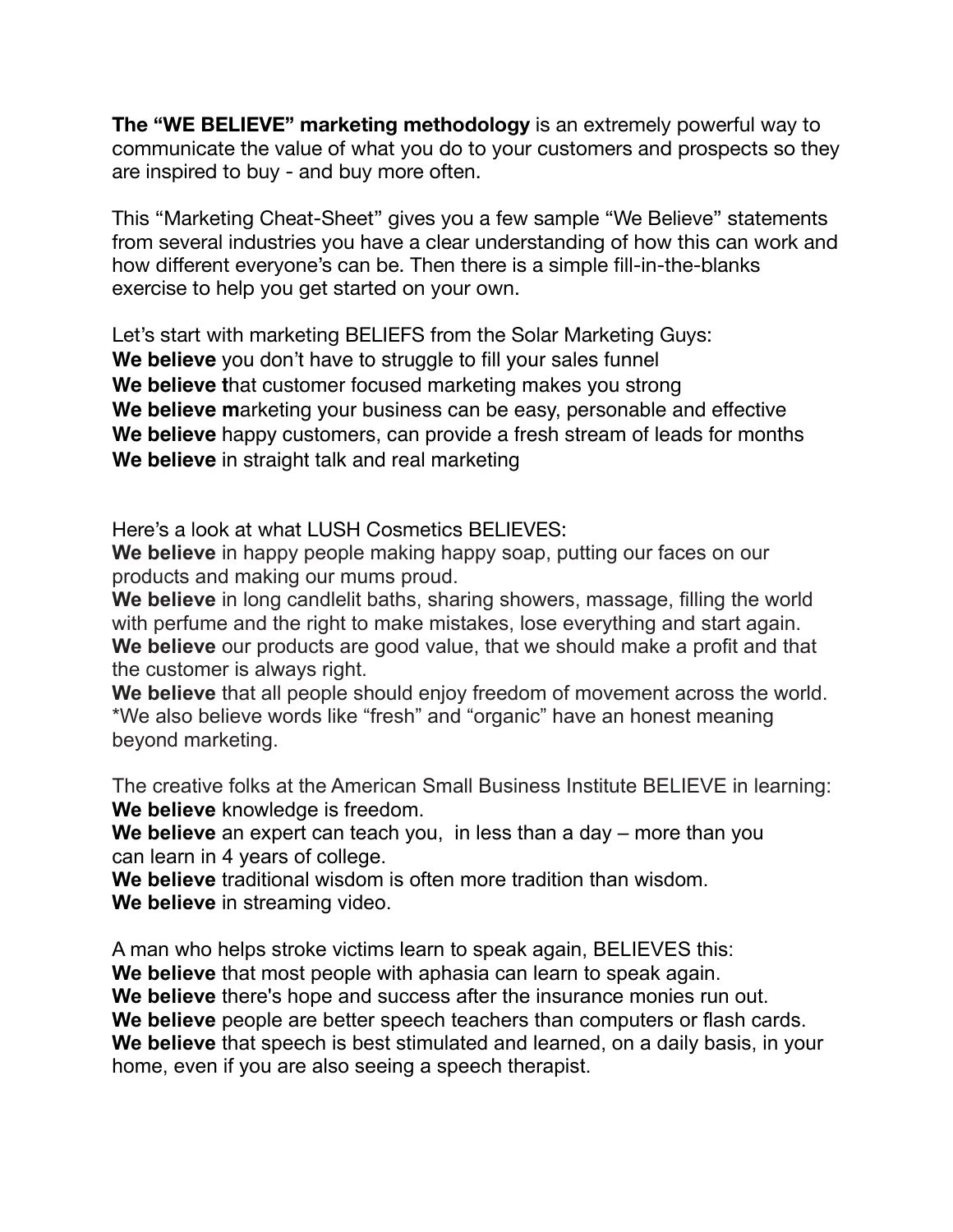**The "WE BELIEVE" marketing methodology** is an extremely powerful way to communicate the value of what you do to your customers and prospects so they are inspired to buy - and buy more often.

This "Marketing Cheat-Sheet" gives you a few sample "We Believe" statements from several industries you have a clear understanding of how this can work and how different everyone's can be. Then there is a simple fill-in-the-blanks exercise to help you get started on your own.

Let's start with marketing BELIEFS from the Solar Marketing Guys:
**We believe** you don't have to struggle to fill your sales funnel
**We believe t**hat customer focused marketing makes you strong
**We believe m**arketing your business can be easy, personable and effective
**We believe** happy customers, can provide a fresh stream of leads for months
**We believe** in straight talk and real marketing

Here's a look at what LUSH Cosmetics BELIEVES:
**We believe** in happy people making happy soap, putting our faces on our products and making our mums proud.
**We believe** in long candlelit baths, sharing showers, massage, filling the world with perfume and the right to make mistakes, lose everything and start again.
**We believe** our products are good value, that we should make a profit and that the customer is always right.
**We believe** that all people should enjoy freedom of movement across the world.
*We also believe words like "fresh" and "organic" have an honest meaning beyond marketing.

The creative folks at the American Small Business Institute BELIEVE in learning:
**We believe** knowledge is freedom.
**We believe** an expert can teach you, in less than a day – more than you can learn in 4 years of college.
**We believe** traditional wisdom is often more tradition than wisdom.
**We believe** in streaming video.

A man who helps stroke victims learn to speak again, BELIEVES this:
**We believe** that most people with aphasia can learn to speak again.
**We believe** there's hope and success after the insurance monies run out.
**We believe** people are better speech teachers than computers or flash cards.
**We believe** that speech is best stimulated and learned, on a daily basis, in your home, even if you are also seeing a speech therapist.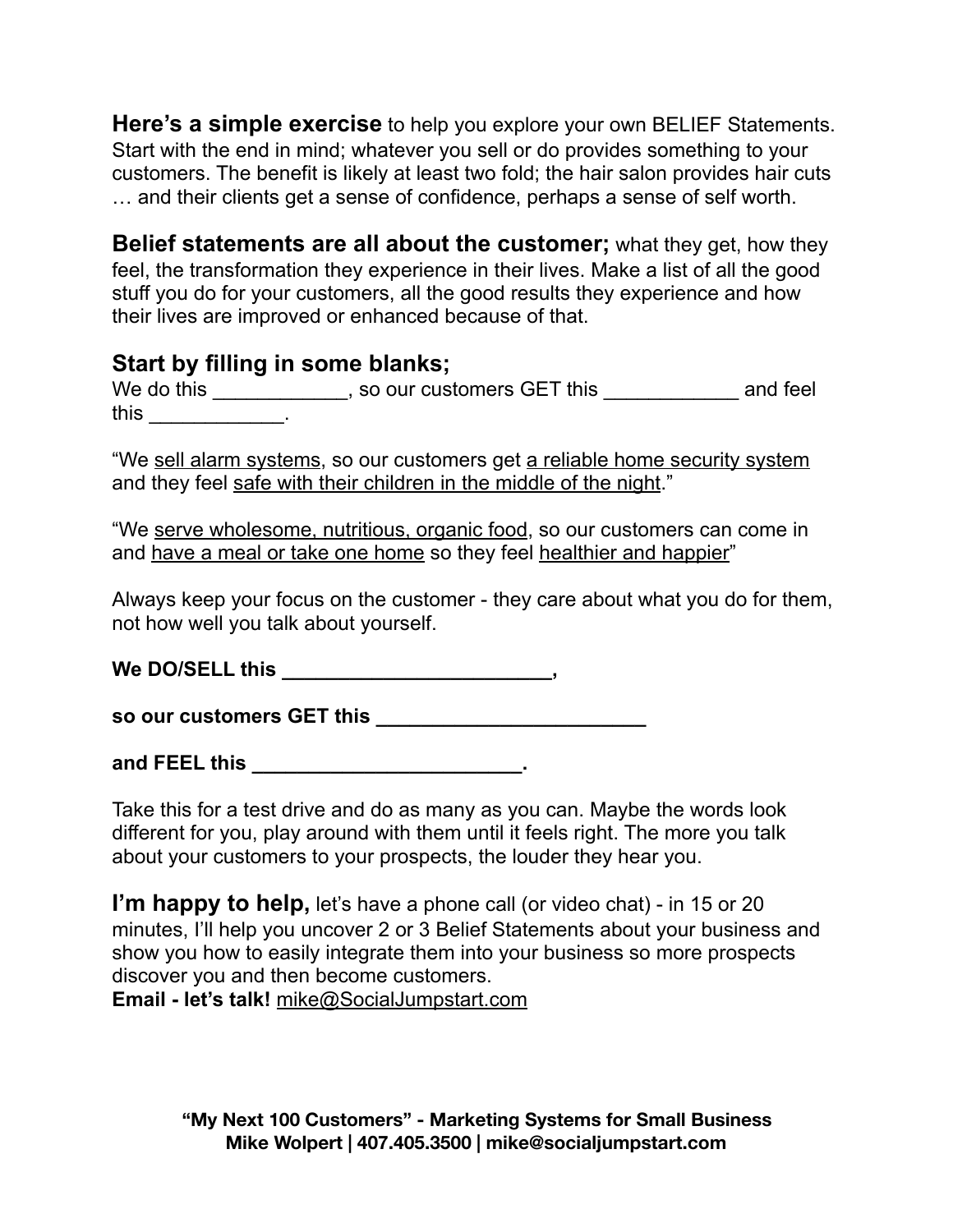**Here's a simple exercise** to help you explore your own BELIEF Statements. Start with the end in mind; whatever you sell or do provides something to your customers. The benefit is likely at least two fold; the hair salon provides hair cuts … and their clients get a sense of confidence, perhaps a sense of self worth.

**Belief statements are all about the customer;** what they get, how they feel, the transformation they experience in their lives. Make a list of all the good stuff you do for your customers, all the good results they experience and how their lives are improved or enhanced because of that.

### Start by filling in some blanks;

We do this ____________, so our customers GET this ____________ and feel this ____________.

"We sell alarm systems, so our customers get a reliable home security system and they feel safe with their children in the middle of the night."

"We serve wholesome, nutritious, organic food, so our customers can come in and have a meal or take one home so they feel healthier and happier"

Always keep your focus on the customer - they care about what you do for them, not how well you talk about yourself.

**We DO/SELL this ________________________,**

**so our customers GET this ________________________**

**and FEEL this ________________________.**

Take this for a test drive and do as many as you can. Maybe the words look different for you, play around with them until it feels right. The more you talk about your customers to your prospects, the louder they hear you.

**I'm happy to help,** let's have a phone call (or video chat) - in 15 or 20 minutes, I'll help you uncover 2 or 3 Belief Statements about your business and show you how to easily integrate them into your business so more prospects discover you and then become customers.
**Email - let's talk!** mike@SocialJumpstart.com